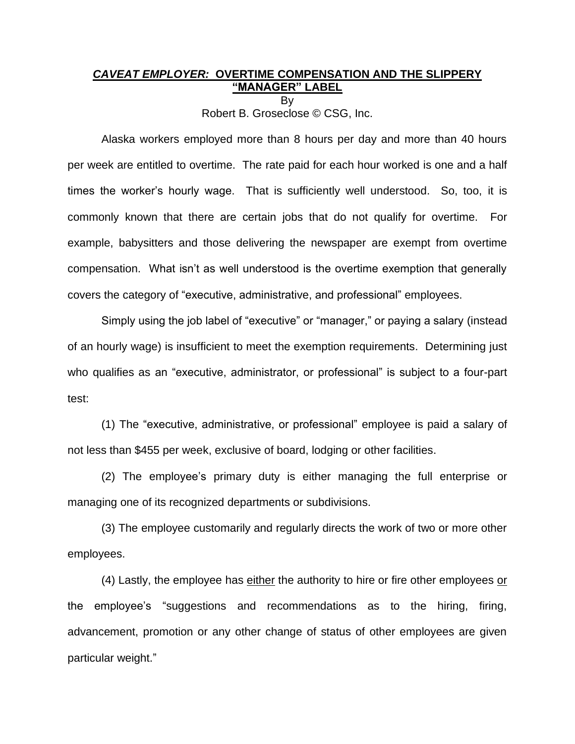# ***CAVEAT EMPLOYER:* OVERTIME COMPENSATION AND THE SLIPPERY "MANAGER" LABEL**

By

Robert B. Groseclose © CSG, Inc.

Alaska workers employed more than 8 hours per day and more than 40 hours per week are entitled to overtime. The rate paid for each hour worked is one and a half times the worker's hourly wage. That is sufficiently well understood. So, too, it is commonly known that there are certain jobs that do not qualify for overtime. For example, babysitters and those delivering the newspaper are exempt from overtime compensation. What isn't as well understood is the overtime exemption that generally covers the category of "executive, administrative, and professional" employees.

Simply using the job label of "executive" or "manager," or paying a salary (instead of an hourly wage) is insufficient to meet the exemption requirements. Determining just who qualifies as an "executive, administrator, or professional" is subject to a four-part test:

(1) The "executive, administrative, or professional" employee is paid a salary of not less than $455 per week, exclusive of board, lodging or other facilities.

(2) The employee's primary duty is either managing the full enterprise or managing one of its recognized departments or subdivisions.

(3) The employee customarily and regularly directs the work of two or more other employees.

(4) Lastly, the employee has <u>either</u> the authority to hire or fire other employees <u>or</u> the employee's "suggestions and recommendations as to the hiring, firing, advancement, promotion or any other change of status of other employees are given particular weight."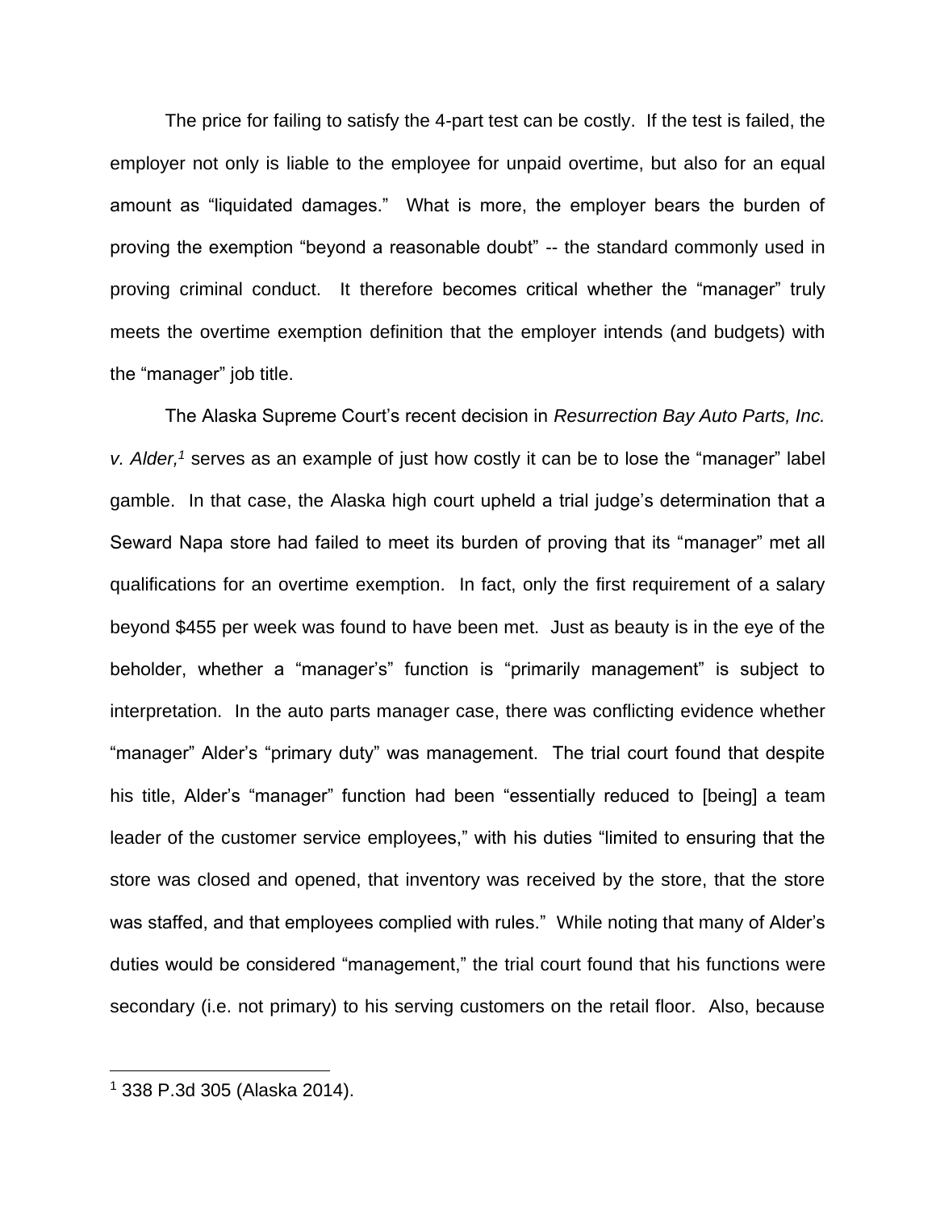The price for failing to satisfy the 4-part test can be costly. If the test is failed, the employer not only is liable to the employee for unpaid overtime, but also for an equal amount as "liquidated damages." What is more, the employer bears the burden of proving the exemption "beyond a reasonable doubt" -- the standard commonly used in proving criminal conduct. It therefore becomes critical whether the "manager" truly meets the overtime exemption definition that the employer intends (and budgets) with the "manager" job title.

The Alaska Supreme Court's recent decision in *Resurrection Bay Auto Parts, Inc. v. Alder,*[1] serves as an example of just how costly it can be to lose the "manager" label gamble. In that case, the Alaska high court upheld a trial judge's determination that a Seward Napa store had failed to meet its burden of proving that its "manager" met all qualifications for an overtime exemption. In fact, only the first requirement of a salary beyond $455 per week was found to have been met. Just as beauty is in the eye of the beholder, whether a "manager's" function is "primarily management" is subject to interpretation. In the auto parts manager case, there was conflicting evidence whether "manager" Alder's "primary duty" was management. The trial court found that despite his title, Alder's "manager" function had been "essentially reduced to [being] a team leader of the customer service employees," with his duties "limited to ensuring that the store was closed and opened, that inventory was received by the store, that the store was staffed, and that employees complied with rules." While noting that many of Alder's duties would be considered "management," the trial court found that his functions were secondary (i.e. not primary) to his serving customers on the retail floor. Also, because

---

[1] 338 P.3d 305 (Alaska 2014).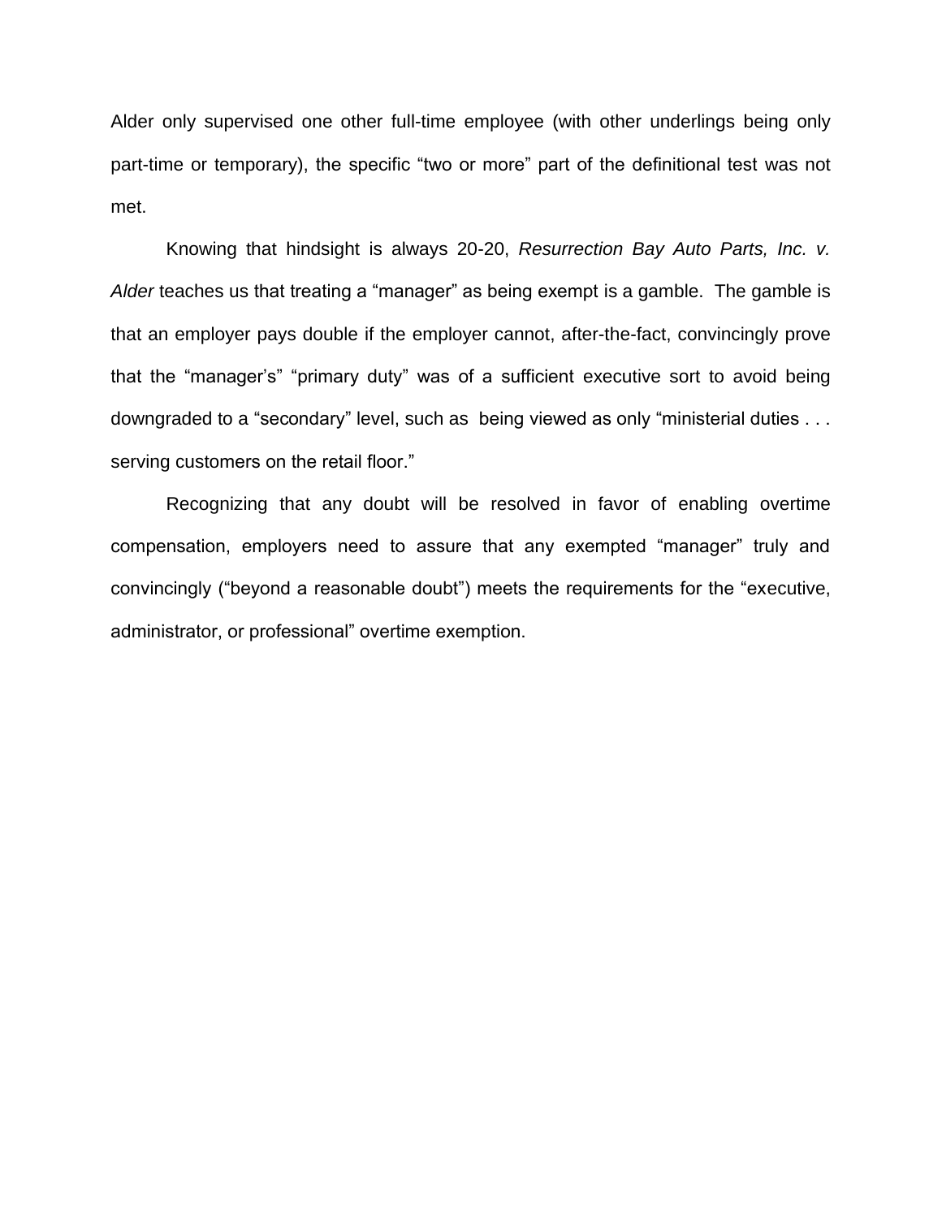Alder only supervised one other full-time employee (with other underlings being only part-time or temporary), the specific "two or more" part of the definitional test was not met.

Knowing that hindsight is always 20-20, *Resurrection Bay Auto Parts, Inc. v. Alder* teaches us that treating a "manager" as being exempt is a gamble. The gamble is that an employer pays double if the employer cannot, after-the-fact, convincingly prove that the "manager's" "primary duty" was of a sufficient executive sort to avoid being downgraded to a "secondary" level, such as being viewed as only "ministerial duties . . . serving customers on the retail floor."

Recognizing that any doubt will be resolved in favor of enabling overtime compensation, employers need to assure that any exempted "manager" truly and convincingly ("beyond a reasonable doubt") meets the requirements for the "executive, administrator, or professional" overtime exemption.